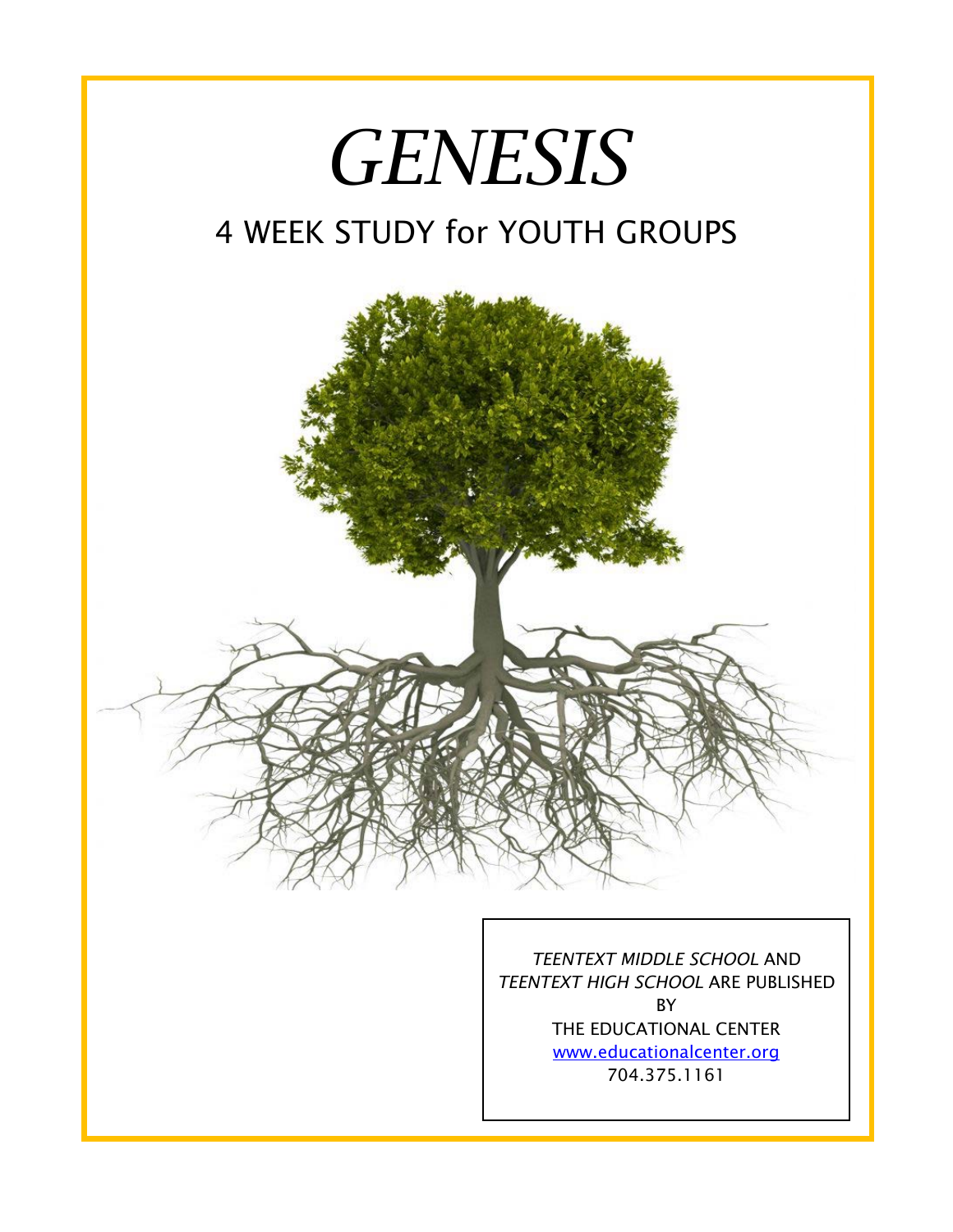# *GENESIS*

## 4 WEEK STUDY for YOUTH GROUPS

*TEENTEXT MIDDLE SCHOOL* AND *TEENTEXT HIGH SCHOOL* ARE PUBLISHED BY THE EDUCATIONAL CENTER
[www.educationalcenter.org](www.educationalcenter.org)
704.375.1161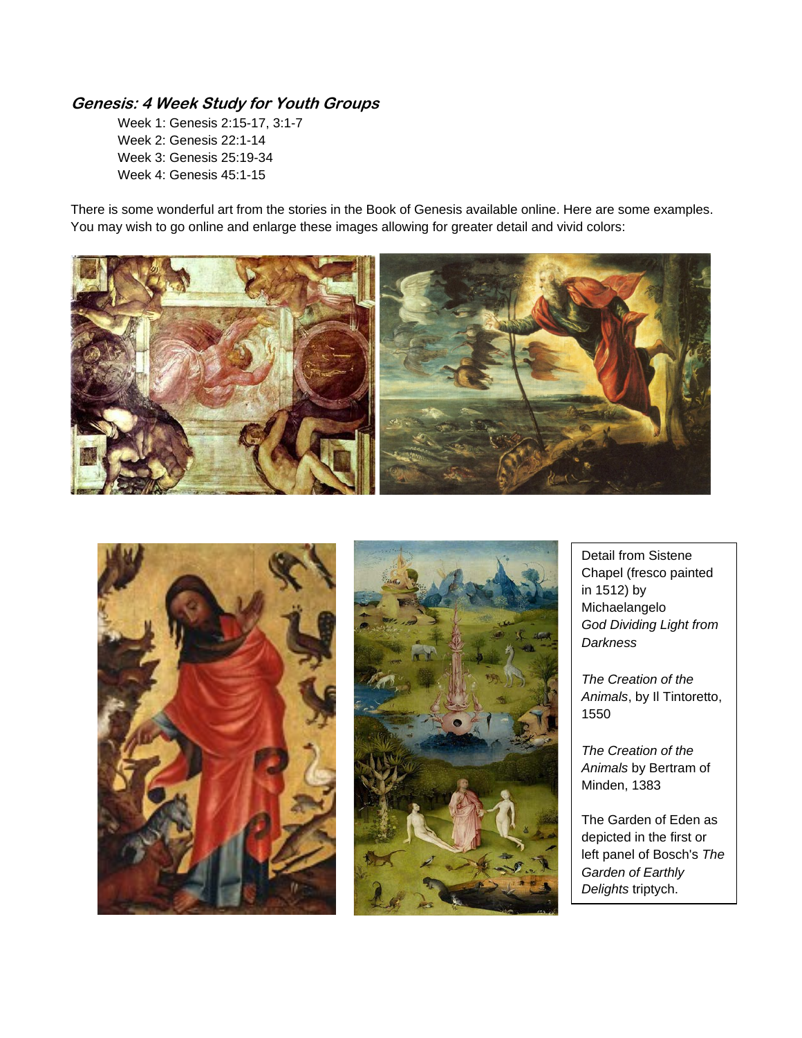***Genesis: 4 Week Study for Youth Groups***

Week 1: Genesis 2:15-17, 3:1-7
Week 2: Genesis 22:1-14
Week 3: Genesis 25:19-34
Week 4: Genesis 45:1-15

There is some wonderful art from the stories in the Book of Genesis available online. Here are some examples. You may wish to go online and enlarge these images allowing for greater detail and vivid colors:

Detail from Sistene Chapel (fresco painted in 1512) by Michaelangelo *God Dividing Light from Darkness*

*The Creation of the Animals*, by Il Tintoretto, 1550

*The Creation of the Animals* by Bertram of Minden, 1383

The Garden of Eden as depicted in the first or left panel of Bosch's *The Garden of Earthly Delights* triptych.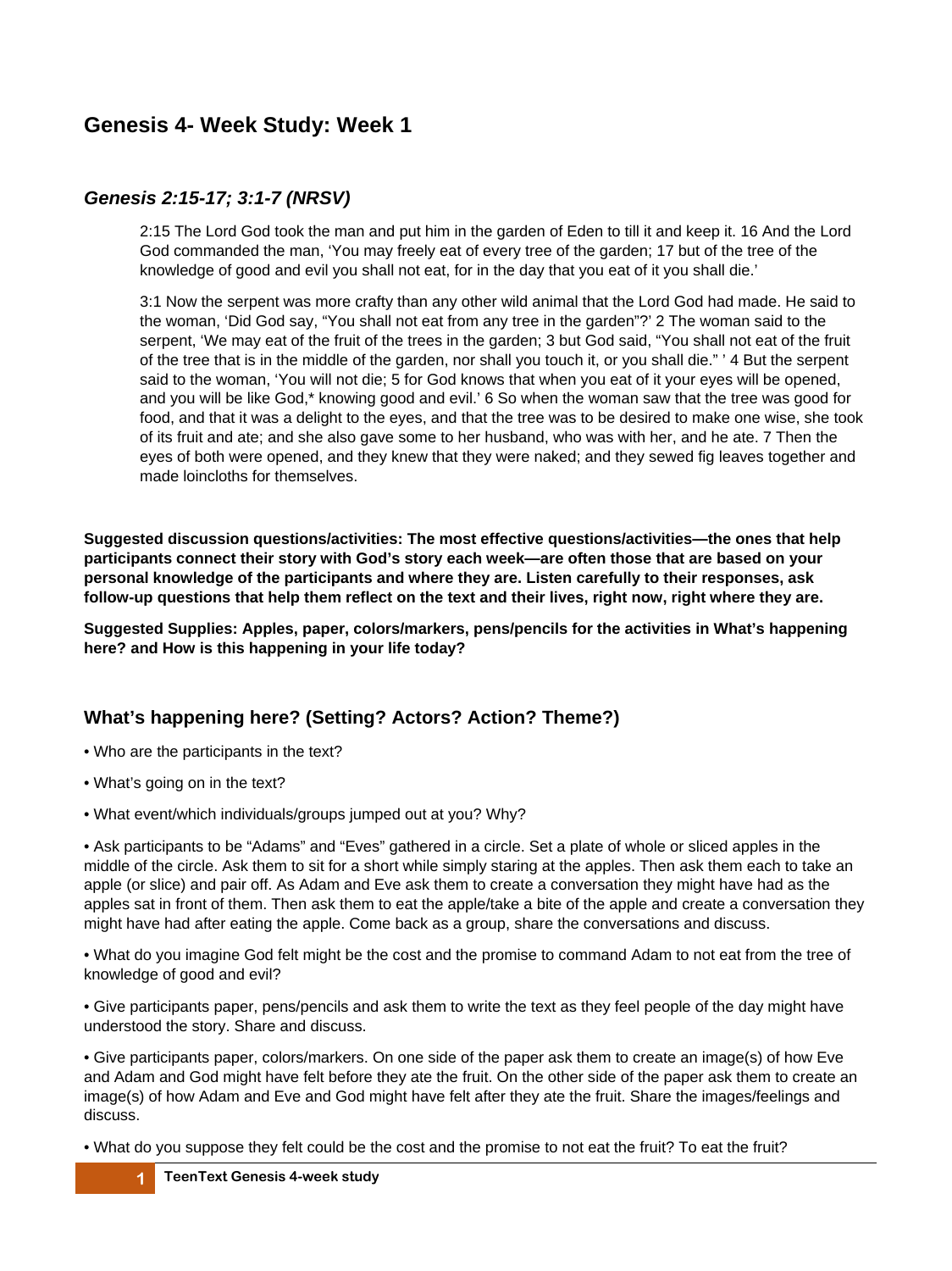# Genesis 4- Week Study: Week 1

## *Genesis 2:15-17; 3:1-7 (NRSV)*

> 2:15 The Lord God took the man and put him in the garden of Eden to till it and keep it. 16 And the Lord God commanded the man, 'You may freely eat of every tree of the garden; 17 but of the tree of the knowledge of good and evil you shall not eat, for in the day that you eat of it you shall die.'
>
> 3:1 Now the serpent was more crafty than any other wild animal that the Lord God had made. He said to the woman, 'Did God say, "You shall not eat from any tree in the garden"?' 2 The woman said to the serpent, 'We may eat of the fruit of the trees in the garden; 3 but God said, "You shall not eat of the fruit of the tree that is in the middle of the garden, nor shall you touch it, or you shall die." ' 4 But the serpent said to the woman, 'You will not die; 5 for God knows that when you eat of it your eyes will be opened, and you will be like God,* knowing good and evil.' 6 So when the woman saw that the tree was good for food, and that it was a delight to the eyes, and that the tree was to be desired to make one wise, she took of its fruit and ate; and she also gave some to her husband, who was with her, and he ate. 7 Then the eyes of both were opened, and they knew that they were naked; and they sewed fig leaves together and made loincloths for themselves.

**Suggested discussion questions/activities: The most effective questions/activities—the ones that help participants connect their story with God's story each week—are often those that are based on your personal knowledge of the participants and where they are. Listen carefully to their responses, ask follow-up questions that help them reflect on the text and their lives, right now, right where they are.**

**Suggested Supplies: Apples, paper, colors/markers, pens/pencils for the activities in What's happening here? and How is this happening in your life today?**

## What's happening here? (Setting? Actors? Action? Theme?)

- Who are the participants in the text?
- What's going on in the text?
- What event/which individuals/groups jumped out at you? Why?
- Ask participants to be "Adams" and "Eves" gathered in a circle. Set a plate of whole or sliced apples in the middle of the circle. Ask them to sit for a short while simply staring at the apples. Then ask them each to take an apple (or slice) and pair off. As Adam and Eve ask them to create a conversation they might have had as the apples sat in front of them. Then ask them to eat the apple/take a bite of the apple and create a conversation they might have had after eating the apple. Come back as a group, share the conversations and discuss.
- What do you imagine God felt might be the cost and the promise to command Adam to not eat from the tree of knowledge of good and evil?
- Give participants paper, pens/pencils and ask them to write the text as they feel people of the day might have understood the story. Share and discuss.
- Give participants paper, colors/markers. On one side of the paper ask them to create an image(s) of how Eve and Adam and God might have felt before they ate the fruit. On the other side of the paper ask them to create an image(s) of how Adam and Eve and God might have felt after they ate the fruit. Share the images/feelings and discuss.
- What do you suppose they felt could be the cost and the promise to not eat the fruit? To eat the fruit?